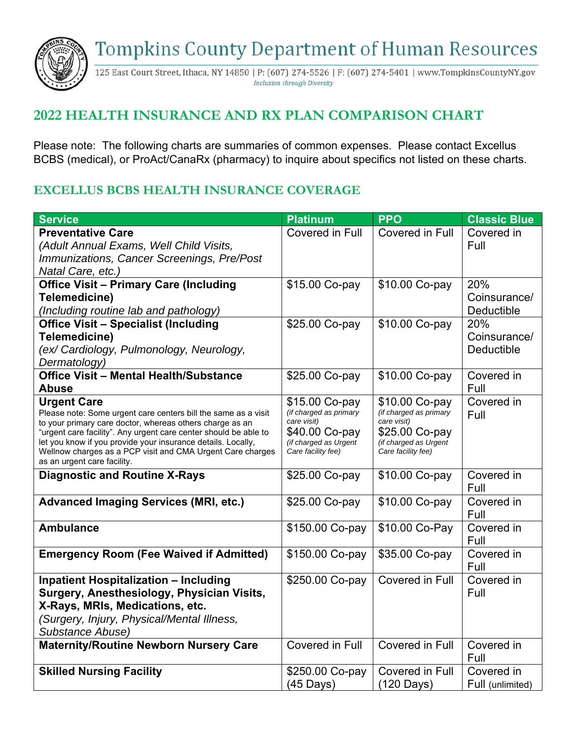# Tompkins County Department of Human Resources

125 East Court Street, Ithaca, NY 14850 | P: (607) 274-5526 | F: (607) 274-5401 | www.TompkinsCountyNY.gov

*Inclusion through Diversity*

## 2022 HEALTH INSURANCE AND RX PLAN COMPARISON CHART

Please note: The following charts are summaries of common expenses. Please contact Excellus BCBS (medical), or ProAct/CanaRx (pharmacy) to inquire about specifics not listed on these charts.

## EXCELLUS BCBS HEALTH INSURANCE COVERAGE

| Service | Platinum | PPO | Classic Blue |
|---|---|---|---|
| **Preventative Care** *(Adult Annual Exams, Well Child Visits, Immunizations, Cancer Screenings, Pre/Post Natal Care, etc.)* | Covered in Full | Covered in Full | Covered in Full |
| **Office Visit – Primary Care (Including Telemedicine)** *(Including routine lab and pathology)* | $15.00 Co-pay | $10.00 Co-pay | 20% Coinsurance/ Deductible |
| **Office Visit – Specialist (Including Telemedicine)** *(ex/ Cardiology, Pulmonology, Neurology, Dermatology)* | $25.00 Co-pay | $10.00 Co-pay | 20% Coinsurance/ Deductible |
| **Office Visit – Mental Health/Substance Abuse** | $25.00 Co-pay | $10.00 Co-pay | Covered in Full |
| **Urgent Care** Please note: Some urgent care centers bill the same as a visit to your primary care doctor, whereas others charge as an "urgent care facility". Any urgent care center should be able to let you know if you provide your insurance details. Locally, Wellnow charges as a PCP visit and CMA Urgent Care charges as an urgent care facility. | $15.00 Co-pay *(if charged as primary care visit)* $40.00 Co-pay *(if charged as Urgent Care facility fee)* | $10.00 Co-pay *(if charged as primary care visit)* $25.00 Co-pay *(if charged as Urgent Care facility fee)* | Covered in Full |
| **Diagnostic and Routine X-Rays** | $25.00 Co-pay | $10.00 Co-pay | Covered in Full |
| **Advanced Imaging Services (MRI, etc.)** | $25.00 Co-pay | $10.00 Co-pay | Covered in Full |
| **Ambulance** | $150.00 Co-pay | $10.00 Co-Pay | Covered in Full |
| **Emergency Room (Fee Waived if Admitted)** | $150.00 Co-pay | $35.00 Co-pay | Covered in Full |
| **Inpatient Hospitalization – Including Surgery, Anesthesiology, Physician Visits, X-Rays, MRIs, Medications, etc.** *(Surgery, Injury, Physical/Mental Illness, Substance Abuse)* | $250.00 Co-pay | Covered in Full | Covered in Full |
| **Maternity/Routine Newborn Nursery Care** | Covered in Full | Covered in Full | Covered in Full |
| **Skilled Nursing Facility** | $250.00 Co-pay (45 Days) | Covered in Full (120 Days) | Covered in Full (unlimited) |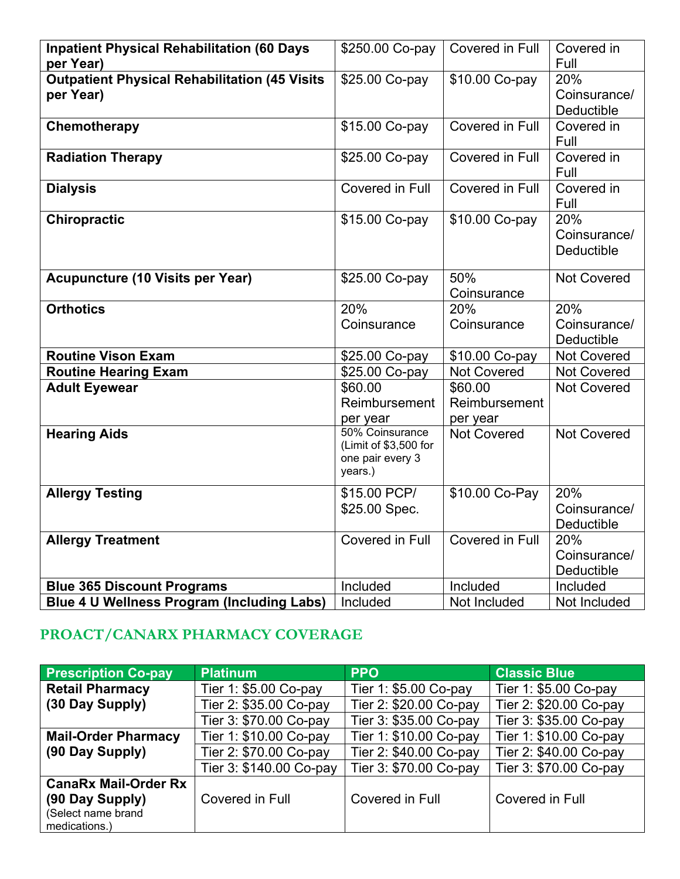| | | | |
|---|---|---|---|
| **Inpatient Physical Rehabilitation (60 Days per Year)** | $250.00 Co-pay | Covered in Full | Covered in Full |
| **Outpatient Physical Rehabilitation (45 Visits per Year)** | $25.00 Co-pay | $10.00 Co-pay | 20% Coinsurance/ Deductible |
| **Chemotherapy** | $15.00 Co-pay | Covered in Full | Covered in Full |
| **Radiation Therapy** | $25.00 Co-pay | Covered in Full | Covered in Full |
| **Dialysis** | Covered in Full | Covered in Full | Covered in Full |
| **Chiropractic** | $15.00 Co-pay | $10.00 Co-pay | 20% Coinsurance/ Deductible |
| **Acupuncture (10 Visits per Year)** | $25.00 Co-pay | 50% Coinsurance | Not Covered |
| **Orthotics** | 20% Coinsurance | 20% Coinsurance | 20% Coinsurance/ Deductible |
| **Routine Vison Exam** | $25.00 Co-pay | $10.00 Co-pay | Not Covered |
| **Routine Hearing Exam** | $25.00 Co-pay | Not Covered | Not Covered |
| **Adult Eyewear** | $60.00 Reimbursement per year | $60.00 Reimbursement per year | Not Covered |
| **Hearing Aids** | 50% Coinsurance (Limit of $3,500 for one pair every 3 years.) | Not Covered | Not Covered |
| **Allergy Testing** | $15.00 PCP/ $25.00 Spec. | $10.00 Co-Pay | 20% Coinsurance/ Deductible |
| **Allergy Treatment** | Covered in Full | Covered in Full | 20% Coinsurance/ Deductible |
| **Blue 365 Discount Programs** | Included | Included | Included |
| **Blue 4 U Wellness Program (Including Labs)** | Included | Not Included | Not Included |

## PROACT/CANARX PHARMACY COVERAGE

| Prescription Co-pay | Platinum | PPO | Classic Blue |
|---|---|---|---|
| **Retail Pharmacy (30 Day Supply)** | Tier 1: $5.00 Co-pay | Tier 1: $5.00 Co-pay | Tier 1: $5.00 Co-pay |
| | Tier 2: $35.00 Co-pay | Tier 2: $20.00 Co-pay | Tier 2: $20.00 Co-pay |
| | Tier 3: $70.00 Co-pay | Tier 3: $35.00 Co-pay | Tier 3: $35.00 Co-pay |
| **Mail-Order Pharmacy (90 Day Supply)** | Tier 1: $10.00 Co-pay | Tier 1: $10.00 Co-pay | Tier 1: $10.00 Co-pay |
| | Tier 2: $70.00 Co-pay | Tier 2: $40.00 Co-pay | Tier 2: $40.00 Co-pay |
| | Tier 3: $140.00 Co-pay | Tier 3: $70.00 Co-pay | Tier 3: $70.00 Co-pay |
| **CanaRx Mail-Order Rx (90 Day Supply)** (Select name brand medications.) | Covered in Full | Covered in Full | Covered in Full |